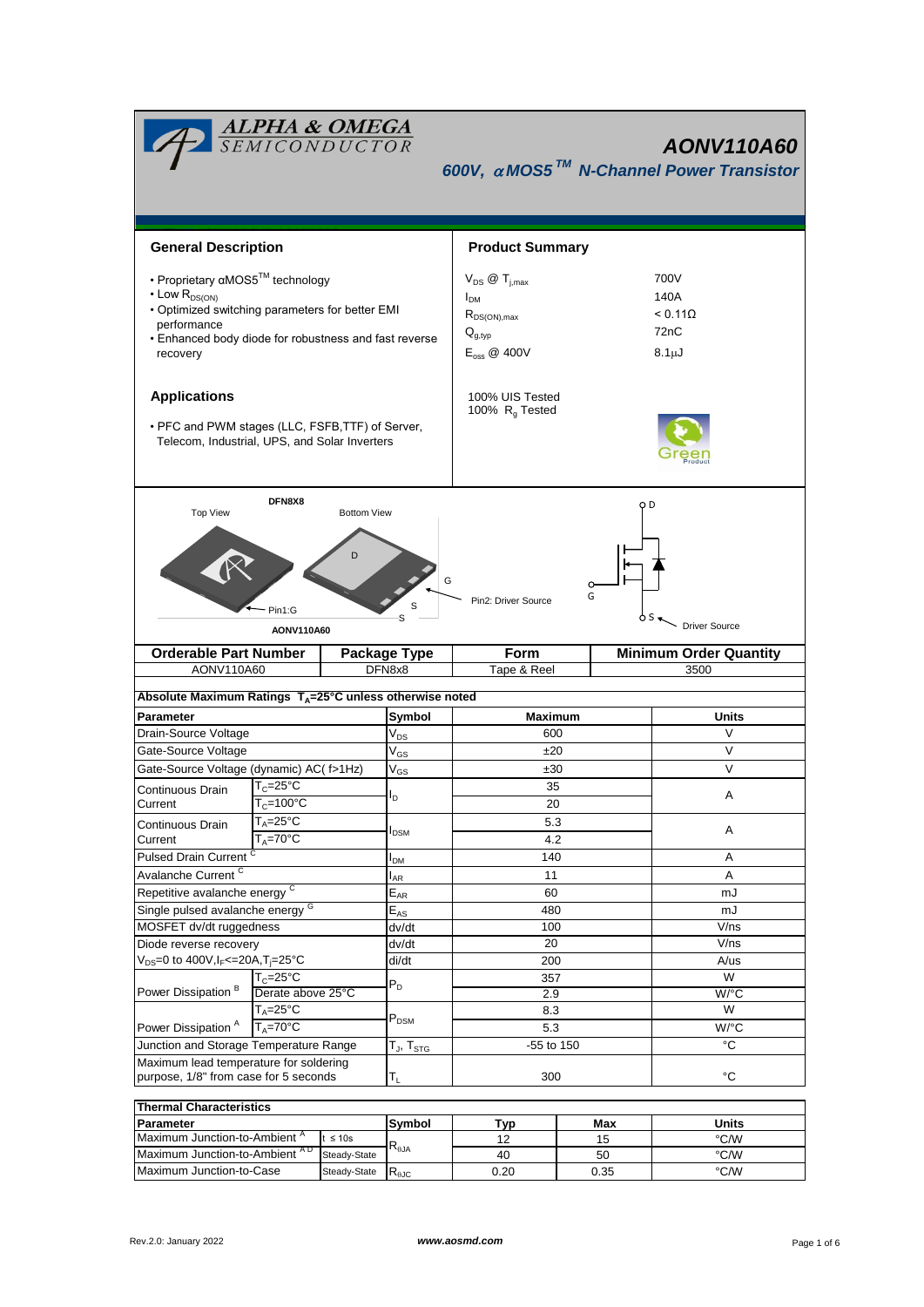# AONV110A60

## 600V, αMOS5™ N-Channel Power Transistor

## General Description

- Proprietary αMOS5™ technology
- Low $R_{DS(ON)}$
- Optimized switching parameters for better EMI performance
- Enhanced body diode for robustness and fast reverse recovery

## Applications

- PFC and PWM stages (LLC, FSFB,TTF) of Server, Telecom, Industrial, UPS, and Solar Inverters

## Product Summary

| | |
|---|---|
| $V_{DS}$ @ $T_{j,max}$ | 700V |
| $I_{DM}$ | 140A |
| $R_{DS(ON),max}$ | < 0.11Ω |
| $Q_{g,typ}$ | 72nC |
| $E_{oss}$ @ 400V | 8.1µJ |

100% UIS Tested
100% $R_g$ Tested

DFN8X8

Top View | Bottom View

Pin1:G — D — G — S — S — Pin2: Driver Source

AONV110A60

D — G — S — Driver Source

| Orderable Part Number | Package Type | Form | Minimum Order Quantity |
|---|---|---|---|
| AONV110A60 | DFN8x8 | Tape & Reel | 3500 |

**Absolute Maximum Ratings $T_A$=25°C unless otherwise noted**

| Parameter | | Symbol | Maximum | Units |
|---|---|---|---|---|
| Drain-Source Voltage | | $V_{DS}$ | 600 | V |
| Gate-Source Voltage | | $V_{GS}$ | ±20 | V |
| Gate-Source Voltage (dynamic) AC( f>1Hz) | | $V_{GS}$ | ±30 | V |
| Continuous Drain Current | $T_C$=25°C | $I_D$ | 35 | A |
| | $T_C$=100°C | | 20 | |
| Continuous Drain Current | $T_A$=25°C | $I_{DSM}$ | 5.3 | A |
| | $T_A$=70°C | | 4.2 | |
| Pulsed Drain Current [C] | | $I_{DM}$ | 140 | A |
| Avalanche Current [C] | | $I_{AR}$ | 11 | A |
| Repetitive avalanche energy [C] | | $E_{AR}$ | 60 | mJ |
| Single pulsed avalanche energy [G] | | $E_{AS}$ | 480 | mJ |
| MOSFET dv/dt ruggedness | | dv/dt | 100 | V/ns |
| Diode reverse recovery | | dv/dt | 20 | V/ns |
| $V_{DS}$=0 to 400V,$I_F$<=20A,$T_j$=25°C | | di/dt | 200 | A/us |
| Power Dissipation [B] | $T_C$=25°C | $P_D$ | 357 | W |
| | Derate above 25°C | | 2.9 | W/°C |
| Power Dissipation [A] | $T_A$=25°C | $P_{DSM}$ | 8.3 | W |
| | $T_A$=70°C | | 5.3 | W/°C |
| Junction and Storage Temperature Range | | $T_J$, $T_{STG}$ | -55 to 150 | °C |
| Maximum lead temperature for soldering purpose, 1/8" from case for 5 seconds | | $T_L$ | 300 | °C |

**Thermal Characteristics**

| Parameter | | Symbol | Typ | Max | Units |
|---|---|---|---|---|---|
| Maximum Junction-to-Ambient [A] | t ≤ 10s | $R_{\theta JA}$ | 12 | 15 | °C/W |
| Maximum Junction-to-Ambient [A D] | Steady-State | | 40 | 50 | °C/W |
| Maximum Junction-to-Case | Steady-State | $R_{\theta JC}$ | 0.20 | 0.35 | °C/W |

Rev.2.0: January 2022 www.aosmd.com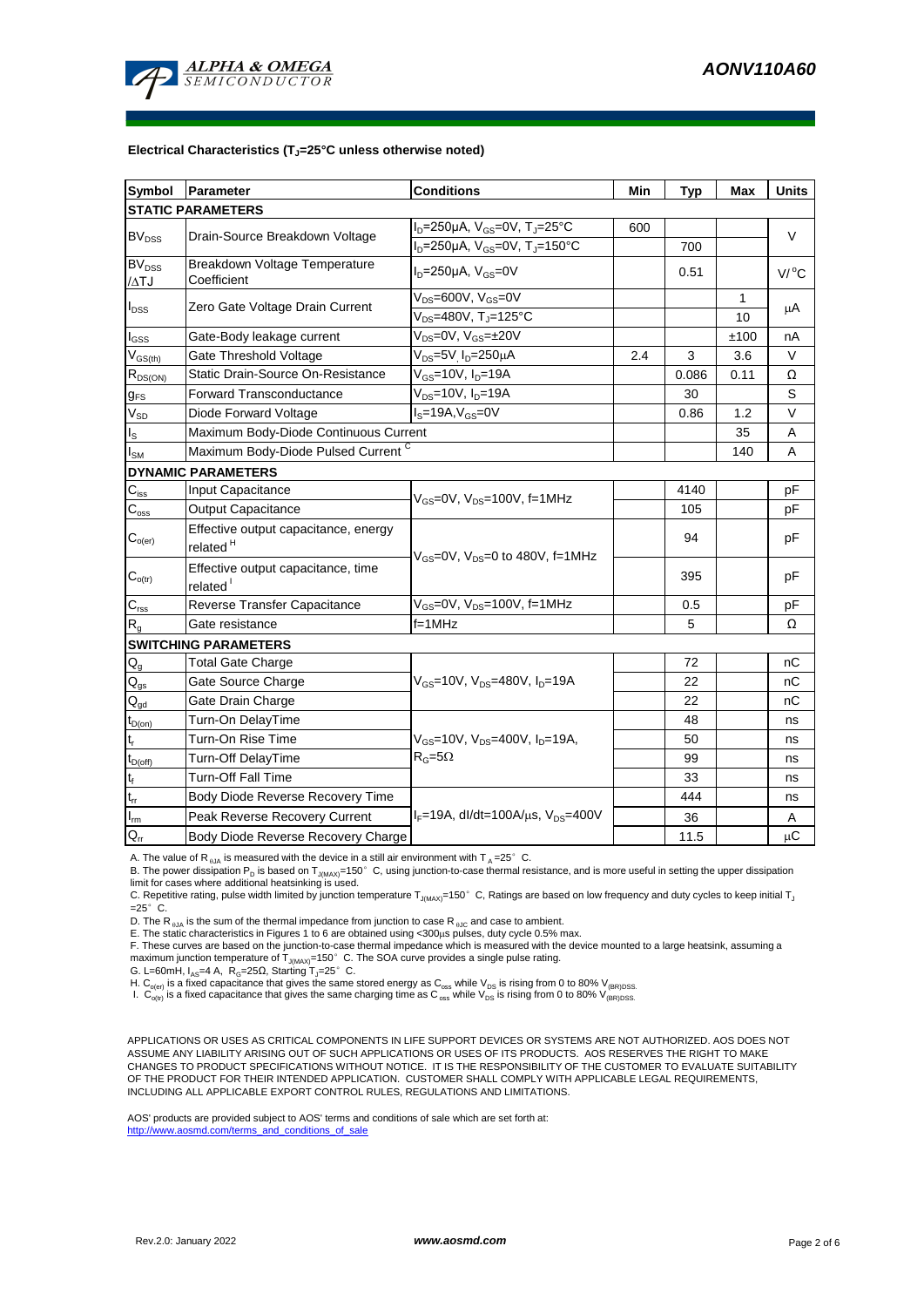### Electrical Characteristics ($T_J$=25°C unless otherwise noted)

| Symbol | Parameter | Conditions | Min | Typ | Max | Units |
|---|---|---|---|---|---|---|
| **STATIC PARAMETERS** | | | | | | |
| $BV_{DSS}$ | Drain-Source Breakdown Voltage | $I_D$=250µA, $V_{GS}$=0V, $T_J$=25°C | 600 | | | V |
| | | $I_D$=250µA, $V_{GS}$=0V, $T_J$=150°C | | 700 | | |
| $BV_{DSS}$ /ΔTJ | Breakdown Voltage Temperature Coefficient | $I_D$=250µA, $V_{GS}$=0V | | 0.51 | | V/°C |
| $I_{DSS}$ | Zero Gate Voltage Drain Current | $V_{DS}$=600V, $V_{GS}$=0V | | | 1 | µA |
| | | $V_{DS}$=480V, $T_J$=125°C | | | 10 | |
| $I_{GSS}$ | Gate-Body leakage current | $V_{DS}$=0V, $V_{GS}$=±20V | | | ±100 | nA |
| $V_{GS(th)}$ | Gate Threshold Voltage | $V_{DS}$=5V, $I_D$=250µA | 2.4 | 3 | 3.6 | V |
| $R_{DS(ON)}$ | Static Drain-Source On-Resistance | $V_{GS}$=10V, $I_D$=19A | | 0.086 | 0.11 | Ω |
| $g_{FS}$ | Forward Transconductance | $V_{DS}$=10V, $I_D$=19A | | 30 | | S |
| $V_{SD}$ | Diode Forward Voltage | $I_S$=19A, $V_{GS}$=0V | | 0.86 | 1.2 | V |
| $I_S$ | Maximum Body-Diode Continuous Current | | | | 35 | A |
| $I_{SM}$ | Maximum Body-Diode Pulsed Current [C] | | | | 140 | A |
| **DYNAMIC PARAMETERS** | | | | | | |
| $C_{iss}$ | Input Capacitance | $V_{GS}$=0V, $V_{DS}$=100V, f=1MHz | | 4140 | | pF |
| $C_{oss}$ | Output Capacitance | | | 105 | | pF |
| $C_{o(er)}$ | Effective output capacitance, energy related [H] | $V_{GS}$=0V, $V_{DS}$=0 to 480V, f=1MHz | | 94 | | pF |
| $C_{o(tr)}$ | Effective output capacitance, time related [I] | | | 395 | | pF |
| $C_{rss}$ | Reverse Transfer Capacitance | $V_{GS}$=0V, $V_{DS}$=100V, f=1MHz | | 0.5 | | pF |
| $R_g$ | Gate resistance | f=1MHz | | 5 | | Ω |
| **SWITCHING PARAMETERS** | | | | | | |
| $Q_g$ | Total Gate Charge | $V_{GS}$=10V, $V_{DS}$=480V, $I_D$=19A | | 72 | | nC |
| $Q_{gs}$ | Gate Source Charge | | | 22 | | nC |
| $Q_{gd}$ | Gate Drain Charge | | | 22 | | nC |
| $t_{D(on)}$ | Turn-On DelayTime | $V_{GS}$=10V, $V_{DS}$=400V, $I_D$=19A, $R_G$=5Ω | | 48 | | ns |
| $t_r$ | Turn-On Rise Time | | | 50 | | ns |
| $t_{D(off)}$ | Turn-Off DelayTime | | | 99 | | ns |
| $t_f$ | Turn-Off Fall Time | | | 33 | | ns |
| $t_{rr}$ | Body Diode Reverse Recovery Time | $I_F$=19A, dI/dt=100A/µs, $V_{DS}$=400V | | 444 | | ns |
| $I_{rm}$ | Peak Reverse Recovery Current | | | 36 | | A |
| $Q_{rr}$ | Body Diode Reverse Recovery Charge | | | 11.5 | | µC |

A. The value of $R_{\theta JA}$ is measured with the device in a still air environment with $T_A$=25° C.
B. The power dissipation $P_D$ is based on $T_{J(MAX)}$=150° C, using junction-to-case thermal resistance, and is more useful in setting the upper dissipation limit for cases where additional heatsinking is used.
C. Repetitive rating, pulse width limited by junction temperature $T_{J(MAX)}$=150° C, Ratings are based on low frequency and duty cycles to keep initial $T_J$ =25° C.
D. The $R_{\theta JA}$ is the sum of the thermal impedance from junction to case $R_{\theta JC}$ and case to ambient.
E. The static characteristics in Figures 1 to 6 are obtained using <300µs pulses, duty cycle 0.5% max.
F. These curves are based on the junction-to-case thermal impedance which is measured with the device mounted to a large heatsink, assuming a maximum junction temperature of $T_{J(MAX)}$=150° C. The SOA curve provides a single pulse rating.
G. L=60mH, $I_{AS}$=4 A, $R_G$=25Ω, Starting $T_J$=25° C.
H. $C_{o(er)}$ is a fixed capacitance that gives the same stored energy as $C_{oss}$ while $V_{DS}$ is rising from 0 to 80% $V_{(BR)DSS}$.
I. $C_{o(tr)}$ is a fixed capacitance that gives the same charging time as $C_{oss}$ while $V_{DS}$ is rising from 0 to 80% $V_{(BR)DSS}$.

APPLICATIONS OR USES AS CRITICAL COMPONENTS IN LIFE SUPPORT DEVICES OR SYSTEMS ARE NOT AUTHORIZED. AOS DOES NOT ASSUME ANY LIABILITY ARISING OUT OF SUCH APPLICATIONS OR USES OF ITS PRODUCTS. AOS RESERVES THE RIGHT TO MAKE CHANGES TO PRODUCT SPECIFICATIONS WITHOUT NOTICE. IT IS THE RESPONSIBILITY OF THE CUSTOMER TO EVALUATE SUITABILITY OF THE PRODUCT FOR THEIR INTENDED APPLICATION. CUSTOMER SHALL COMPLY WITH APPLICABLE LEGAL REQUIREMENTS, INCLUDING ALL APPLICABLE EXPORT CONTROL RULES, REGULATIONS AND LIMITATIONS.

AOS' products are provided subject to AOS' terms and conditions of sale which are set forth at:
http://www.aosmd.com/terms_and_conditions_of_sale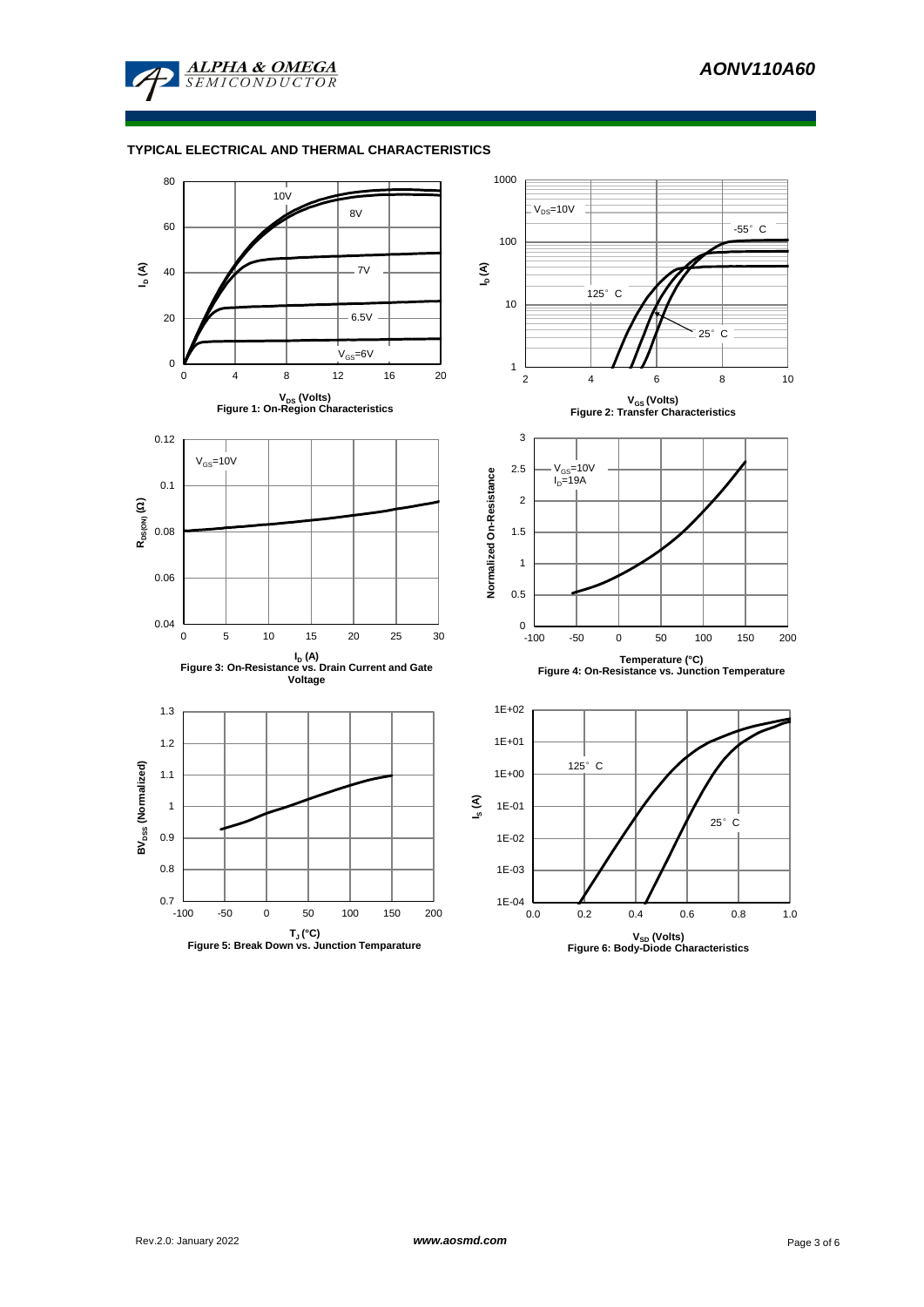## TYPICAL ELECTRICAL AND THERMAL CHARACTERISTICS

Figure 1: On-Region Characteristics

Figure 2: Transfer Characteristics

Figure 3: On-Resistance vs. Drain Current and Gate Voltage

Figure 4: On-Resistance vs. Junction Temperature

Figure 5: Break Down vs. Junction Temparature

Figure 6: Body-Diode Characteristics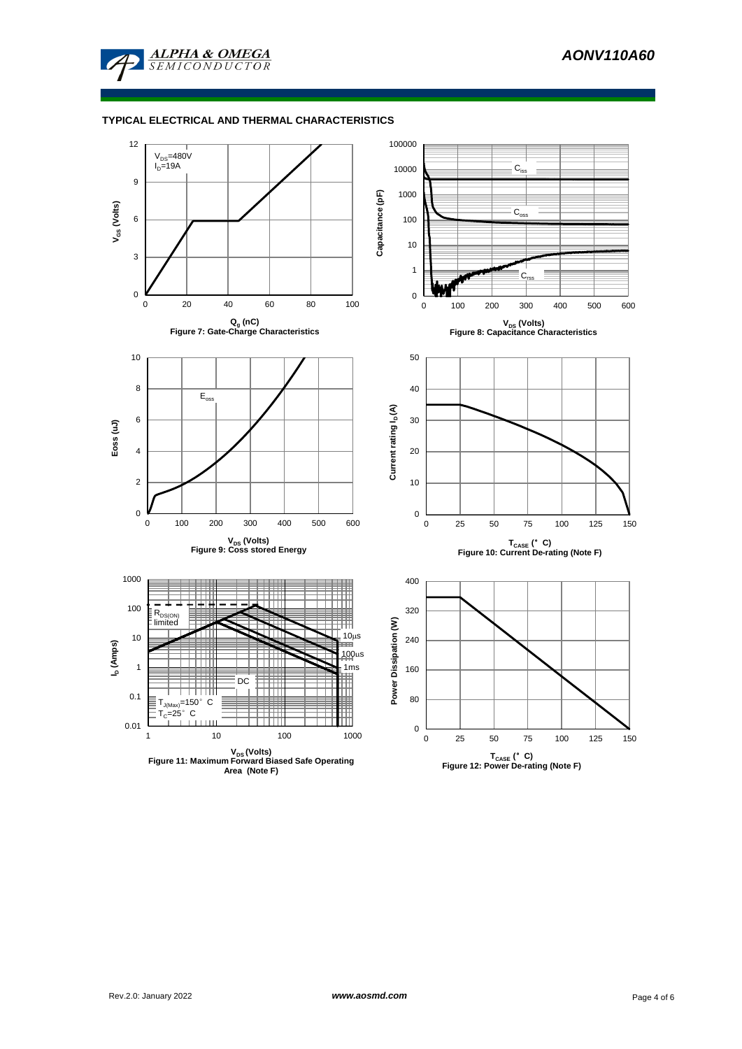### TYPICAL ELECTRICAL AND THERMAL CHARACTERISTICS

$V_{DS}$=480V
$I_D$=19A

$V_{GS}$ (Volts)

$Q_g$ (nC)

Figure 7: Gate-Charge Characteristics

$C_{iss}$

$C_{oss}$

$C_{rss}$

Capacitance (pF)

$V_{DS}$ (Volts)

Figure 8: Capacitance Characteristics

$E_{oss}$

Eoss (uJ)

$V_{DS}$ (Volts)

Figure 9: Coss stored Energy

Current rating $I_D$(A)

$T_{CASE}$ (°C)

Figure 10: Current De-rating (Note F)

$R_{DS(ON)}$ limited

10µs

100µs

1ms

DC

$T_{J(Max)}$=150°C
$T_C$=25°C

$I_D$ (Amps)

$V_{DS}$ (Volts)

Figure 11: Maximum Forward Biased Safe Operating Area (Note F)

Power Dissipation (W)

$T_{CASE}$ (°C)

Figure 12: Power De-rating (Note F)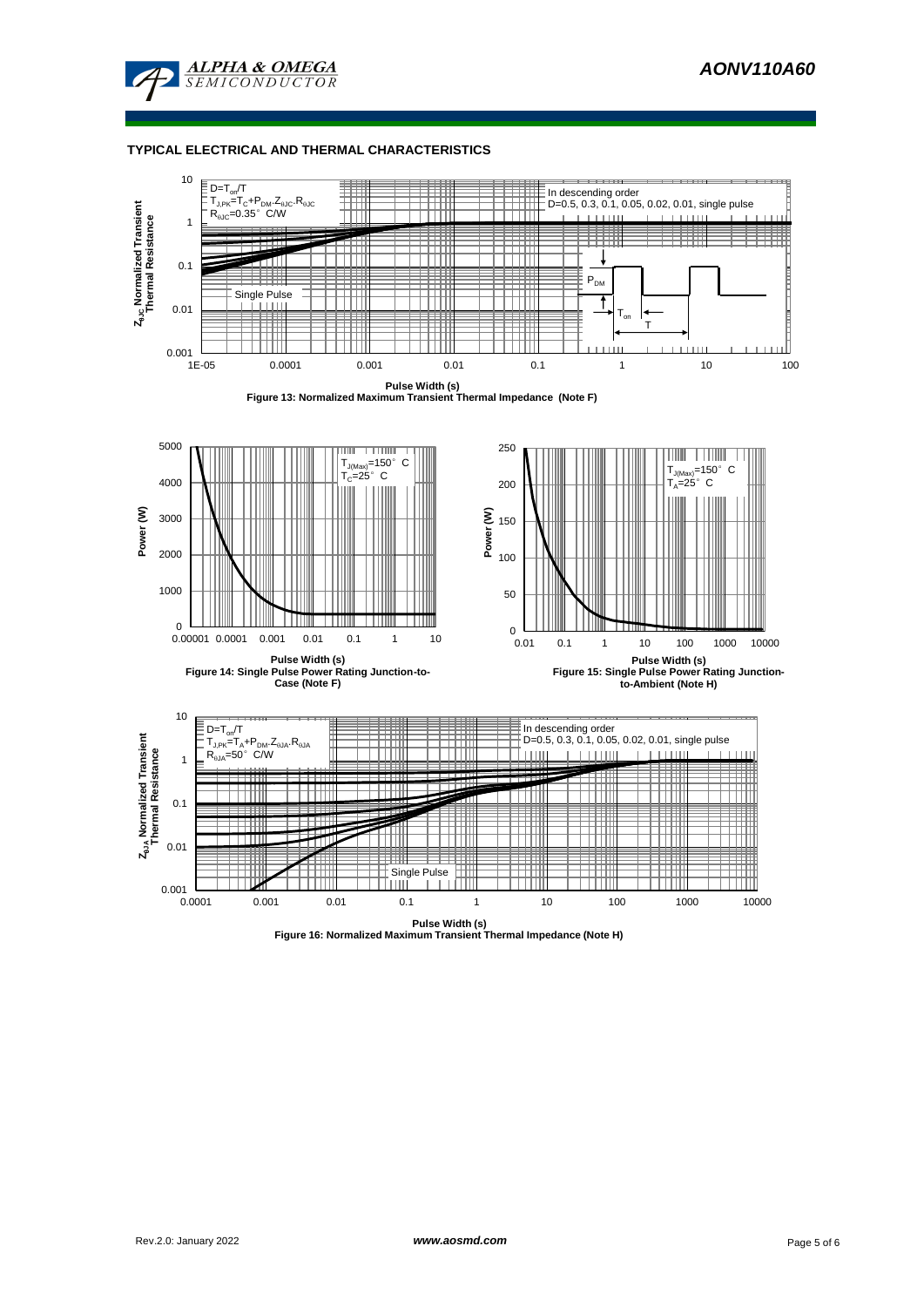## TYPICAL ELECTRICAL AND THERMAL CHARACTERISTICS

$D=T_{on}/T$
$T_{J,PK}=T_C+P_{DM}.Z_{\theta JC}.R_{\theta JC}$
$R_{\theta JC}=0.35°C/W$

In descending order
D=0.5, 0.3, 0.1, 0.05, 0.02, 0.01, single pulse

Single Pulse

$P_{DM}$, $T_{on}$, T

$Z_{\theta JC}$ Normalized Transient Thermal Resistance

Pulse Width (s)

**Figure 13: Normalized Maximum Transient Thermal Impedance (Note F)**

$T_{J(Max)}=150°C$
$T_C=25°C$

Power (W)

Pulse Width (s)

**Figure 14: Single Pulse Power Rating Junction-to-Case (Note F)**

$T_{J(Max)}=150°C$
$T_A=25°C$

Power (W)

Pulse Width (s)

**Figure 15: Single Pulse Power Rating Junction-to-Ambient (Note H)**

$D=T_{on}/T$
$T_{J,PK}=T_A+P_{DM}.Z_{\theta JA}.R_{\theta JA}$
$R_{\theta JA}=50°C/W$

In descending order
D=0.5, 0.3, 0.1, 0.05, 0.02, 0.01, single pulse

Single Pulse

$Z_{\theta JA}$ Normalized Transient Thermal Resistance

Pulse Width (s)

**Figure 16: Normalized Maximum Transient Thermal Impedance (Note H)**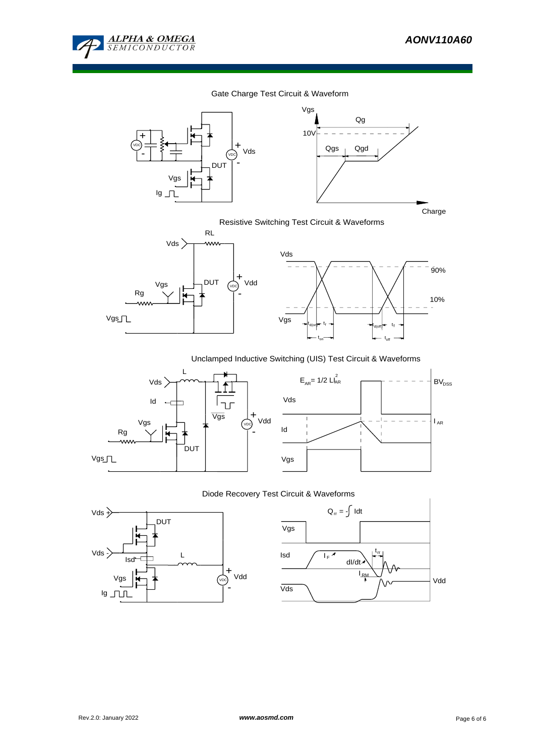## Gate Charge Test Circuit & Waveform

VDC
Vds
DUT
Vgs
Ig

Vgs
Qg
10V
Qgs
Qgd
Charge

## Resistive Switching Test Circuit & Waveforms

RL
Vds
Vgs
DUT
Rg
Vdd
VDC
Vgs

Vds
90%
10%
Vgs
$t_{d(on)}$
$t_r$
$t_{on}$
$t_{d(off)}$
$t_f$
$t_{off}$

## Unclamped Inductive Switching (UIS) Test Circuit & Waveforms

L
Vds
Id
Vgs
Rg
DUT
Vgs
Vdd
VDC
Vgs

$E_{AR} = 1/2\ LI_{AR}^2$
$BV_{DSS}$
Vds
Id
$I_{AR}$
Vgs

## Diode Recovery Test Circuit & Waveforms

Vds +
DUT
Vds -
Isd
L
Vgs
Ig
Vdd
VDC

$Q_{rr} = -\int Idt$
Vgs
Isd
$I_F$
dI/dt
$t_{rr}$
$I_{RM}$
Vds
Vdd